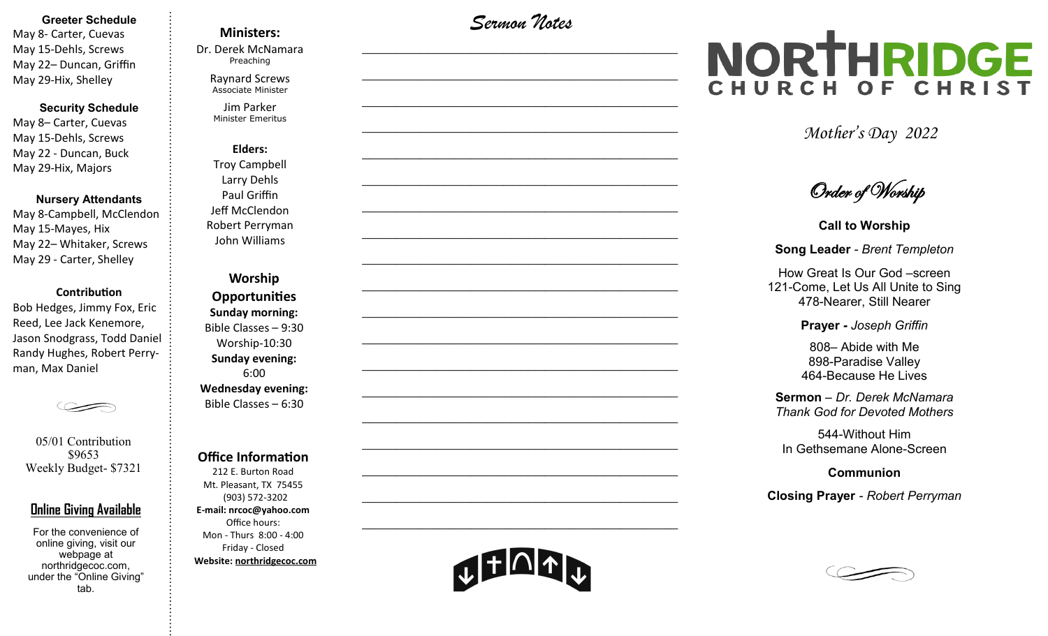### Greeter Schedule

May 8- Carter, Cuevas
May 15-Dehls, Screws
May 22– Duncan, Griffin
May 29-Hix, Shelley

### Security Schedule

May 8– Carter, Cuevas
May 15-Dehls, Screws
May 22 - Duncan, Buck
May 29-Hix, Majors

### Nursery Attendants

May 8-Campbell, McClendon
May 15-Mayes, Hix
May 22– Whitaker, Screws
May 29 - Carter, Shelley

### Contribution

Bob Hedges, Jimmy Fox, Eric Reed, Lee Jack Kenemore, Jason Snodgrass, Todd Daniel Randy Hughes, Robert Perryman, Max Daniel

05/01 Contribution
$9653
Weekly Budget- $7321

### Online Giving Available

For the convenience of online giving, visit our webpage at northridgecoc.com, under the "Online Giving" tab.

### Ministers:

Dr. Derek McNamara
Preaching

Raynard Screws
Associate Minister

Jim Parker
Minister Emeritus

### Elders:

Troy Campbell
Larry Dehls
Paul Griffin
Jeff McClendon
Robert Perryman
John Williams

### Worship Opportunities

**Sunday morning:**
Bible Classes – 9:30
Worship-10:30
**Sunday evening:**
6:00
**Wednesday evening:**
Bible Classes – 6:30

### Office Information

212 E. Burton Road
Mt. Pleasant, TX 75455
(903) 572-3202
**E-mail: nrcoc@yahoo.com**
Office hours:
Mon - Thurs 8:00 - 4:00
Friday - Closed
**Website: northridgecoc.com**

## Sermon Notes

______________________________________________
______________________________________________
______________________________________________
______________________________________________
______________________________________________
______________________________________________
______________________________________________
______________________________________________
______________________________________________
______________________________________________
______________________________________________
______________________________________________
______________________________________________
______________________________________________
______________________________________________
______________________________________________
______________________________________________
______________________________________________
______________________________________________

# NORTHRIDGE CHURCH OF CHRIST

*Mother's Day 2022*

## Order of Worship

**Call to Worship**

**Song Leader** - *Brent Templeton*

How Great Is Our God –screen
121-Come, Let Us All Unite to Sing
478-Nearer, Still Nearer

**Prayer -** *Joseph Griffin*

808– Abide with Me
898-Paradise Valley
464-Because He Lives

**Sermon** – *Dr. Derek McNamara*
*Thank God for Devoted Mothers*

544-Without Him
In Gethsemane Alone-Screen

**Communion**

**Closing Prayer** - *Robert Perryman*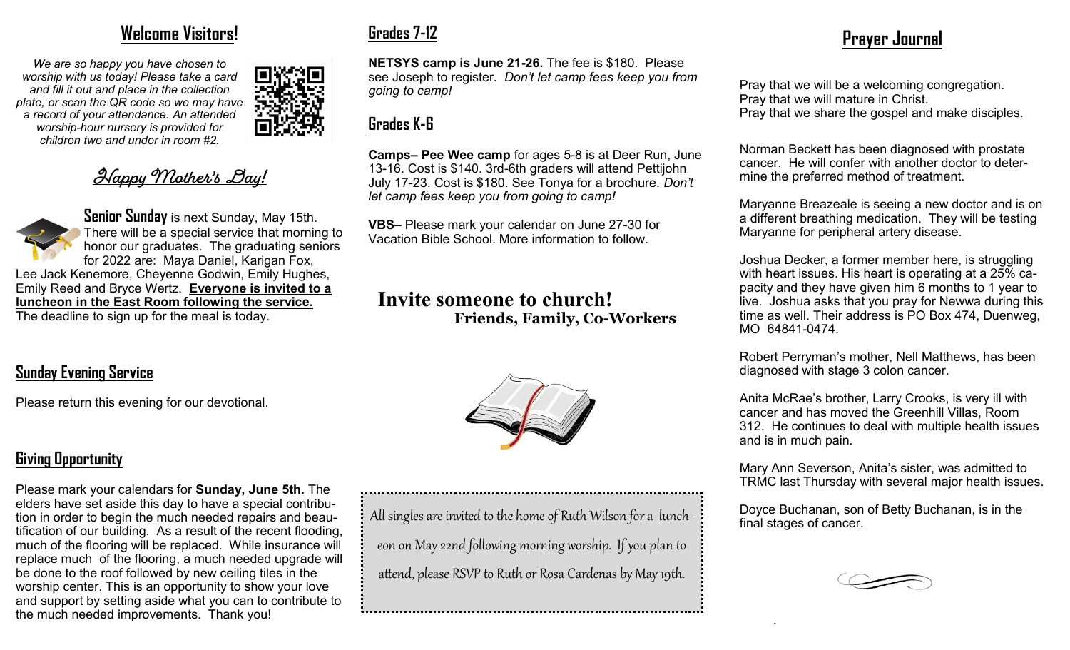## Welcome Visitors!

*We are so happy you have chosen to worship with us today! Please take a card and fill it out and place in the collection plate, or scan the QR code so we may have a record of your attendance. An attended worship-hour nursery is provided for children two and under in room #2.*

## Happy Mother's Day!

**Senior Sunday** is next Sunday, May 15th. There will be a special service that morning to honor our graduates. The graduating seniors for 2022 are: Maya Daniel, Karigan Fox, Lee Jack Kenemore, Cheyenne Godwin, Emily Hughes, Emily Reed and Bryce Wertz. **Everyone is invited to a luncheon in the East Room following the service.** The deadline to sign up for the meal is today.

## Sunday Evening Service

Please return this evening for our devotional.

## Giving Opportunity

Please mark your calendars for **Sunday, June 5th.** The elders have set aside this day to have a special contribution in order to begin the much needed repairs and beautification of our building. As a result of the recent flooding, much of the flooring will be replaced. While insurance will replace much of the flooring, a much needed upgrade will be done to the roof followed by new ceiling tiles in the worship center. This is an opportunity to show your love and support by setting aside what you can to contribute to the much needed improvements. Thank you!

## Grades 7-12

**NETSYS camp is June 21-26.** The fee is $180. Please see Joseph to register. *Don't let camp fees keep you from going to camp!*

## Grades K-6

**Camps– Pee Wee camp** for ages 5-8 is at Deer Run, June 13-16. Cost is $140. 3rd-6th graders will attend Pettijohn July 17-23. Cost is $180. See Tonya for a brochure. *Don't let camp fees keep you from going to camp!*

**VBS**– Please mark your calendar on June 27-30 for Vacation Bible School. More information to follow.

**Invite someone to church!**
**Friends, Family, Co-Workers**

All singles are invited to the home of Ruth Wilson for a luncheon on May 22nd following morning worship. If you plan to attend, please RSVP to Ruth or Rosa Cardenas by May 19th.

## Prayer Journal

Pray that we will be a welcoming congregation.
Pray that we will mature in Christ.
Pray that we share the gospel and make disciples.

Norman Beckett has been diagnosed with prostate cancer. He will confer with another doctor to determine the preferred method of treatment.

Maryanne Breazeale is seeing a new doctor and is on a different breathing medication. They will be testing Maryanne for peripheral artery disease.

Joshua Decker, a former member here, is struggling with heart issues. His heart is operating at a 25% capacity and they have given him 6 months to 1 year to live. Joshua asks that you pray for Newwa during this time as well. Their address is PO Box 474, Duenweg, MO 64841-0474.

Robert Perryman's mother, Nell Matthews, has been diagnosed with stage 3 colon cancer.

Anita McRae's brother, Larry Crooks, is very ill with cancer and has moved the Greenhill Villas, Room 312. He continues to deal with multiple health issues and is in much pain.

Mary Ann Severson, Anita's sister, was admitted to TRMC last Thursday with several major health issues.

Doyce Buchanan, son of Betty Buchanan, is in the final stages of cancer.